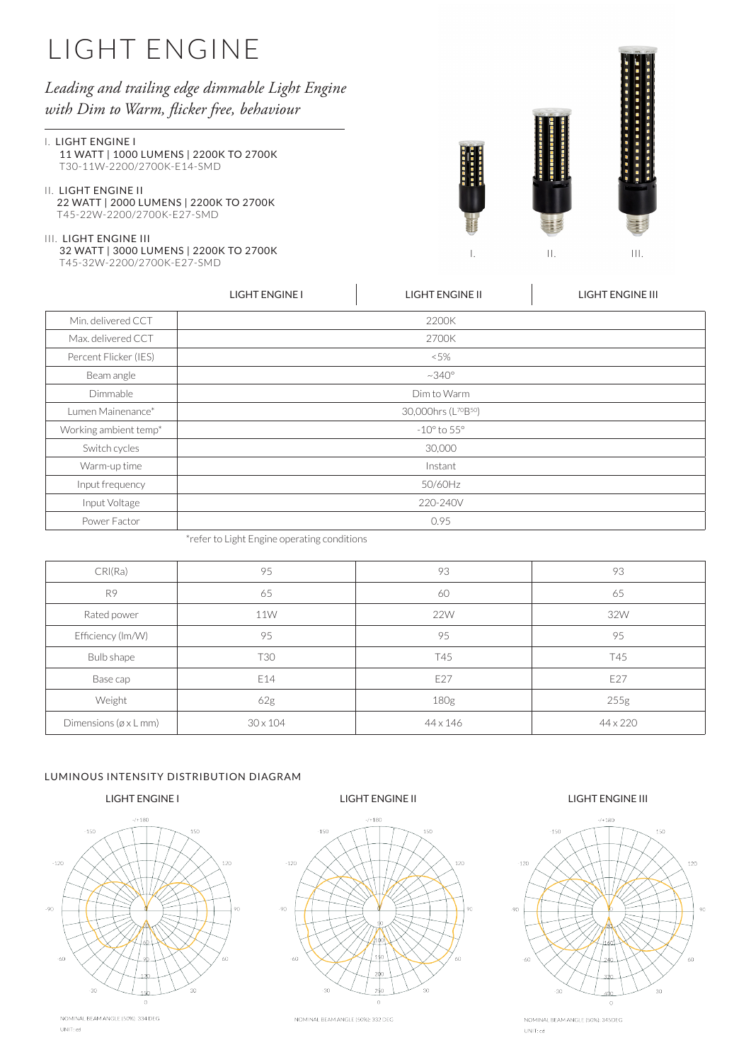# LIGHT ENGINE

*Leading and trailing edge dimmable Light Engine with Dim to Warm, flicker free, behaviour*

I. LIGHT ENGINE I
11 WATT | 1000 LUMENS | 2200K TO 2700K
T30-11W-2200/2700K-E14-SMD

II. LIGHT ENGINE II
22 WATT | 2000 LUMENS | 2200K TO 2700K
T45-22W-2200/2700K-E27-SMD

III. LIGHT ENGINE III
32 WATT | 3000 LUMENS | 2200K TO 2700K
T45-32W-2200/2700K-E27-SMD

I. II. III.

| | LIGHT ENGINE I | LIGHT ENGINE II | LIGHT ENGINE III |
|---|---|---|---|
| Min. delivered CCT | 2200K | | |
| Max. delivered CCT | 2700K | | |
| Percent Flicker (IES) | <5% | | |
| Beam angle | ~340° | | |
| Dimmable | Dim to Warm | | |
| Lumen Mainenance* | 30,000hrs ($L^{70}B^{50}$) | | |
| Working ambient temp* | -10° to 55° | | |
| Switch cycles | 30,000 | | |
| Warm-up time | Instant | | |
| Input frequency | 50/60Hz | | |
| Input Voltage | 220-240V | | |
| Power Factor | 0.95 | | |

*refer to Light Engine operating conditions

| | LIGHT ENGINE I | LIGHT ENGINE II | LIGHT ENGINE III |
|---|---|---|---|
| CRI(Ra) | 95 | 93 | 93 |
| R9 | 65 | 60 | 65 |
| Rated power | 11W | 22W | 32W |
| Efficiency (lm/W) | 95 | 95 | 95 |
| Bulb shape | T30 | T45 | T45 |
| Base cap | E14 | E27 | E27 |
| Weight | 62g | 180g | 255g |
| Dimensions (ø x L mm) | 30 x 104 | 44 x 146 | 44 x 220 |

## LUMINOUS INTENSITY DISTRIBUTION DIAGRAM

LIGHT ENGINE I

NOMINAL BEAM ANGLE (50%): 334 DEG
UNIT: cd

LIGHT ENGINE II

NOMINAL BEAM ANGLE (50%): 332 DEG

LIGHT ENGINE III

NOMINAL BEAM ANGLE (50%): 345DEG
UNIT: cd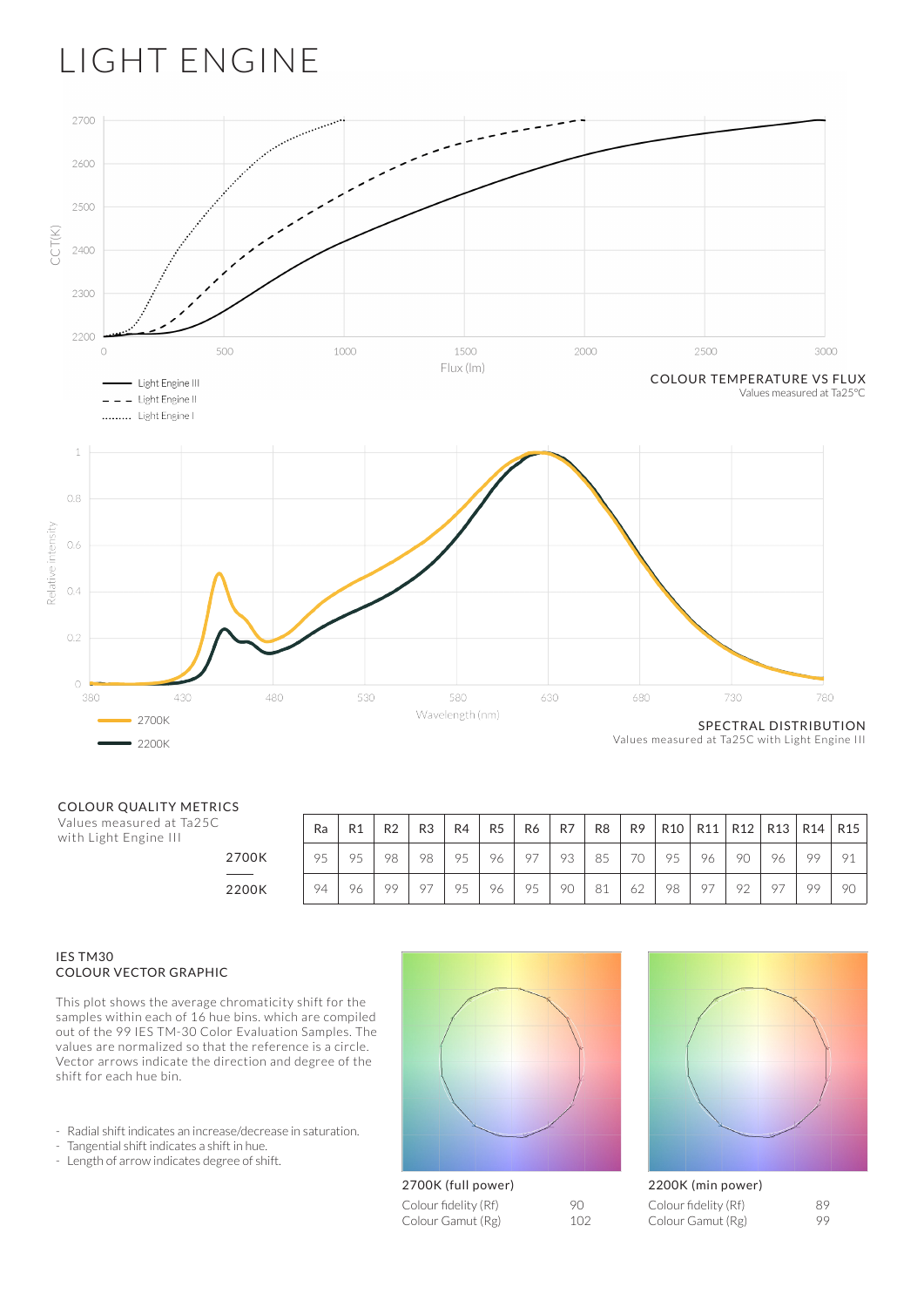# LIGHT ENGINE

COLOUR TEMPERATURE VS FLUX

Values measured at Ta25°C

SPECTRAL DISTRIBUTION

Values measured at Ta25C with Light Engine III

COLOUR QUALITY METRICS

Values measured at Ta25C with Light Engine III

| | Ra | R1 | R2 | R3 | R4 | R5 | R6 | R7 | R8 | R9 | R10 | R11 | R12 | R13 | R14 | R15 |
|---|---|---|---|---|---|---|---|---|---|---|---|---|---|---|---|---|
| 2700K | 95 | 95 | 98 | 98 | 95 | 96 | 97 | 93 | 85 | 70 | 95 | 96 | 90 | 96 | 99 | 91 |
| 2200K | 94 | 96 | 99 | 97 | 95 | 96 | 95 | 90 | 81 | 62 | 98 | 97 | 92 | 97 | 99 | 90 |

IES TM30
COLOUR VECTOR GRAPHIC

This plot shows the average chromaticity shift for the samples within each of 16 hue bins. which are compiled out of the 99 IES TM-30 Color Evaluation Samples. The values are normalized so that the reference is a circle. Vector arrows indicate the direction and degree of the shift for each hue bin.

- Radial shift indicates an increase/decrease in saturation.
- Tangential shift indicates a shift in hue.
- Length of arrow indicates degree of shift.

2700K (full power)

| | |
|---|---|
| Colour fidelity (Rf) | 90 |
| Colour Gamut (Rg) | 102 |

2200K (min power)

| | |
|---|---|
| Colour fidelity (Rf) | 89 |
| Colour Gamut (Rg) | 99 |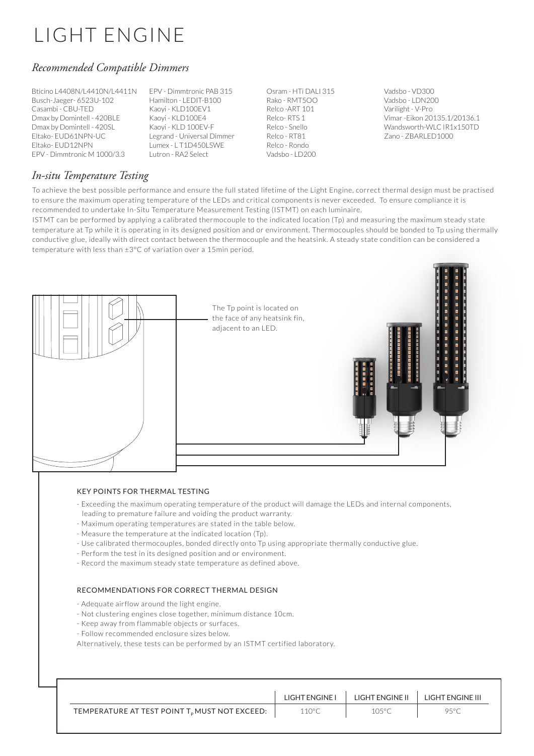# LIGHT ENGINE

## *Recommended Compatible Dimmers*

Bticino L4408N/L4410N/L4411N
Busch-Jaeger- 6523U-102
Casambi - CBU-TED
Dmax by Domintell - 420BLE
Dmax by Domintell - 420SL
Eltako- EUD61NPN-UC
Eltako- EUD12NPN
EPV - Dimmtronic M 1000/3.3
EPV - Dimmtronic PAB 315
Hamilton - LEDIT-B100
Kaoyi - KLD100EV1
Kaoyi - KLD100E4
Kaoyi - KLD 100EV-F
Legrand - Universal Dimmer
Lumex - L T1D450LSWE
Lutron - RA2 Select
Osram - HTi DALI 315
Rako - RMT5OO
Relco -ART 101
Relco- RTS 1
Relco - Snello
Relco - RT81
Relco - Rondo
Vadsbo - LD200
Vadsbo - VD300
Vadsbo - LDN200
Varilight - V-Pro
Vimar -Eikon 20135.1/20136.1
Wandsworth-WLC IR1x150TD
Zano - ZBARLED1000

## *In-situ Temperature Testing*

To achieve the best possible performance and ensure the full stated lifetime of the Light Engine, correct thermal design must be practised to ensure the maximum operating temperature of the LEDs and critical components is never exceeded. To ensure compliance it is recommended to undertake In-Situ Temperature Measurement Testing (ISTMT) on each luminaire.

ISTMT can be performed by applying a calibrated thermocouple to the indicated location (Tp) and measuring the maximum steady state temperature at Tp while it is operating in its designed position and or environment. Thermocouples should be bonded to Tp using thermally conductive glue, ideally with direct contact between the thermocouple and the heatsink. A steady state condition can be considered a temperature with less than ±3°C of variation over a 15min period.

The Tp point is located on the face of any heatsink fin, adjacent to an LED.

### KEY POINTS FOR THERMAL TESTING

- Exceeding the maximum operating temperature of the product will damage the LEDs and internal components, leading to premature failure and voiding the product warranty.
- Maximum operating temperatures are stated in the table below.
- Measure the temperature at the indicated location (Tp).
- Use calibrated thermocouples, bonded directly onto Tp using appropriate thermally conductive glue.
- Perform the test in its designed position and or environment.
- Record the maximum steady state temperature as defined above.

### RECOMMENDATIONS FOR CORRECT THERMAL DESIGN

- Adequate airflow around the light engine.
- Not clustering engines close together, minimum distance 10cm.
- Keep away from flammable objects or surfaces.
- Follow recommended enclosure sizes below.

Alternatively, these tests can be performed by an ISTMT certified laboratory.

| | LIGHT ENGINE I | LIGHT ENGINE II | LIGHT ENGINE III |
|---|---|---|---|
| TEMPERATURE AT TEST POINT $T_p$ MUST NOT EXCEED: | 110°C | 105°C | 95°C |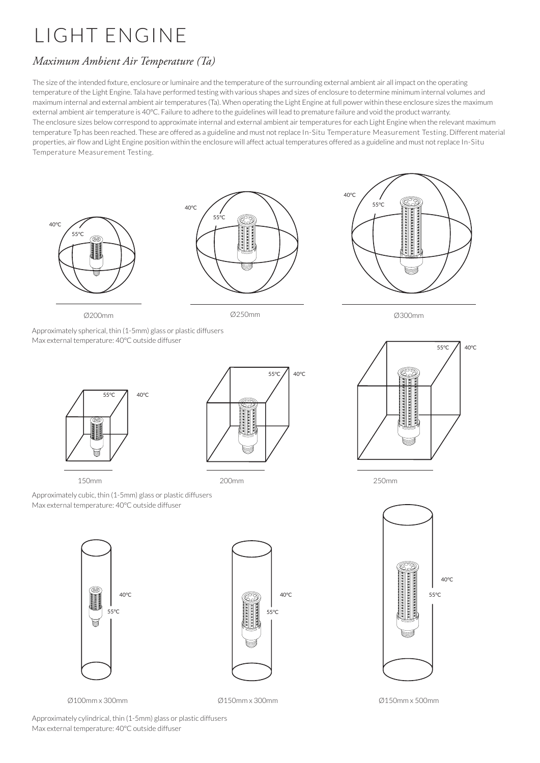# LIGHT ENGINE

## *Maximum Ambient Air Temperature (Ta)*

The size of the intended fixture, enclosure or luminaire and the temperature of the surrounding external ambient air all impact on the operating temperature of the Light Engine. Tala have performed testing with various shapes and sizes of enclosure to determine minimum internal volumes and maximum internal and external ambient air temperatures (Ta). When operating the Light Engine at full power within these enclosure sizes the maximum external ambient air temperature is 40°C. Failure to adhere to the guidelines will lead to premature failure and void the product warranty.
The enclosure sizes below correspond to approximate internal and external ambient air temperatures for each Light Engine when the relevant maximum temperature Tp has been reached. These are offered as a guideline and must not replace In-Situ Temperature Measurement Testing. Different material properties, air flow and Light Engine position within the enclosure will affect actual temperatures offered as a guideline and must not replace In-Situ Temperature Measurement Testing.

40°C
55°C
Ø200mm

40°C
55°C
Ø250mm

40°C
55°C
Ø300mm

Approximately spherical, thin (1-5mm) glass or plastic diffusers
Max external temperature: 40°C outside diffuser

55°C
40°C
150mm

55°C
40°C
200mm

55°C
40°C
250mm

Approximately cubic, thin (1-5mm) glass or plastic diffusers
Max external temperature: 40°C outside diffuser

40°C
55°C
Ø100mm x 300mm

40°C
55°C
Ø150mm x 300mm

40°C
55°C
Ø150mm x 500mm

Approximately cylindrical, thin (1-5mm) glass or plastic diffusers
Max external temperature: 40°C outside diffuser